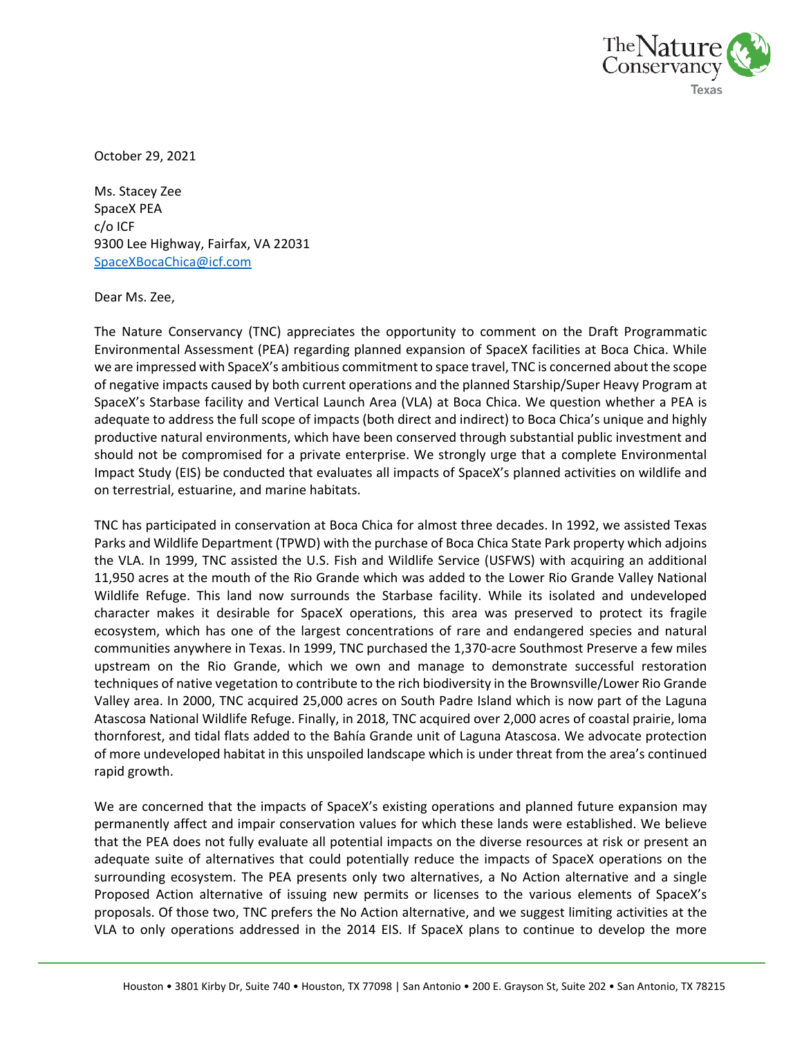October 29, 2021

Ms. Stacey Zee
SpaceX PEA
c/o ICF
9300 Lee Highway, Fairfax, VA 22031
SpaceXBocaChica@icf.com

Dear Ms. Zee,

The Nature Conservancy (TNC) appreciates the opportunity to comment on the Draft Programmatic Environmental Assessment (PEA) regarding planned expansion of SpaceX facilities at Boca Chica. While we are impressed with SpaceX's ambitious commitment to space travel, TNC is concerned about the scope of negative impacts caused by both current operations and the planned Starship/Super Heavy Program at SpaceX's Starbase facility and Vertical Launch Area (VLA) at Boca Chica. We question whether a PEA is adequate to address the full scope of impacts (both direct and indirect) to Boca Chica's unique and highly productive natural environments, which have been conserved through substantial public investment and should not be compromised for a private enterprise. We strongly urge that a complete Environmental Impact Study (EIS) be conducted that evaluates all impacts of SpaceX's planned activities on wildlife and on terrestrial, estuarine, and marine habitats.

TNC has participated in conservation at Boca Chica for almost three decades. In 1992, we assisted Texas Parks and Wildlife Department (TPWD) with the purchase of Boca Chica State Park property which adjoins the VLA. In 1999, TNC assisted the U.S. Fish and Wildlife Service (USFWS) with acquiring an additional 11,950 acres at the mouth of the Rio Grande which was added to the Lower Rio Grande Valley National Wildlife Refuge. This land now surrounds the Starbase facility. While its isolated and undeveloped character makes it desirable for SpaceX operations, this area was preserved to protect its fragile ecosystem, which has one of the largest concentrations of rare and endangered species and natural communities anywhere in Texas. In 1999, TNC purchased the 1,370-acre Southmost Preserve a few miles upstream on the Rio Grande, which we own and manage to demonstrate successful restoration techniques of native vegetation to contribute to the rich biodiversity in the Brownsville/Lower Rio Grande Valley area. In 2000, TNC acquired 25,000 acres on South Padre Island which is now part of the Laguna Atascosa National Wildlife Refuge. Finally, in 2018, TNC acquired over 2,000 acres of coastal prairie, loma thornforest, and tidal flats added to the Bahía Grande unit of Laguna Atascosa. We advocate protection of more undeveloped habitat in this unspoiled landscape which is under threat from the area's continued rapid growth.

We are concerned that the impacts of SpaceX's existing operations and planned future expansion may permanently affect and impair conservation values for which these lands were established. We believe that the PEA does not fully evaluate all potential impacts on the diverse resources at risk or present an adequate suite of alternatives that could potentially reduce the impacts of SpaceX operations on the surrounding ecosystem. The PEA presents only two alternatives, a No Action alternative and a single Proposed Action alternative of issuing new permits or licenses to the various elements of SpaceX's proposals. Of those two, TNC prefers the No Action alternative, and we suggest limiting activities at the VLA to only operations addressed in the 2014 EIS. If SpaceX plans to continue to develop the more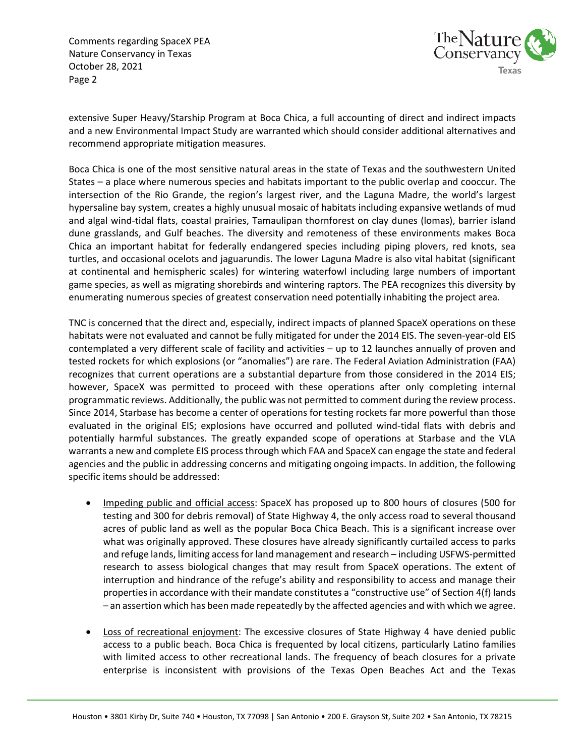extensive Super Heavy/Starship Program at Boca Chica, a full accounting of direct and indirect impacts and a new Environmental Impact Study are warranted which should consider additional alternatives and recommend appropriate mitigation measures.

Boca Chica is one of the most sensitive natural areas in the state of Texas and the southwestern United States – a place where numerous species and habitats important to the public overlap and cooccur. The intersection of the Rio Grande, the region's largest river, and the Laguna Madre, the world's largest hypersaline bay system, creates a highly unusual mosaic of habitats including expansive wetlands of mud and algal wind-tidal flats, coastal prairies, Tamaulipan thornforest on clay dunes (lomas), barrier island dune grasslands, and Gulf beaches. The diversity and remoteness of these environments makes Boca Chica an important habitat for federally endangered species including piping plovers, red knots, sea turtles, and occasional ocelots and jaguarundis. The lower Laguna Madre is also vital habitat (significant at continental and hemispheric scales) for wintering waterfowl including large numbers of important game species, as well as migrating shorebirds and wintering raptors. The PEA recognizes this diversity by enumerating numerous species of greatest conservation need potentially inhabiting the project area.

TNC is concerned that the direct and, especially, indirect impacts of planned SpaceX operations on these habitats were not evaluated and cannot be fully mitigated for under the 2014 EIS. The seven-year-old EIS contemplated a very different scale of facility and activities – up to 12 launches annually of proven and tested rockets for which explosions (or "anomalies") are rare. The Federal Aviation Administration (FAA) recognizes that current operations are a substantial departure from those considered in the 2014 EIS; however, SpaceX was permitted to proceed with these operations after only completing internal programmatic reviews. Additionally, the public was not permitted to comment during the review process. Since 2014, Starbase has become a center of operations for testing rockets far more powerful than those evaluated in the original EIS; explosions have occurred and polluted wind-tidal flats with debris and potentially harmful substances. The greatly expanded scope of operations at Starbase and the VLA warrants a new and complete EIS process through which FAA and SpaceX can engage the state and federal agencies and the public in addressing concerns and mitigating ongoing impacts. In addition, the following specific items should be addressed:

- Impeding public and official access: SpaceX has proposed up to 800 hours of closures (500 for testing and 300 for debris removal) of State Highway 4, the only access road to several thousand acres of public land as well as the popular Boca Chica Beach. This is a significant increase over what was originally approved. These closures have already significantly curtailed access to parks and refuge lands, limiting access for land management and research – including USFWS-permitted research to assess biological changes that may result from SpaceX operations. The extent of interruption and hindrance of the refuge's ability and responsibility to access and manage their properties in accordance with their mandate constitutes a "constructive use" of Section 4(f) lands – an assertion which has been made repeatedly by the affected agencies and with which we agree.

- Loss of recreational enjoyment: The excessive closures of State Highway 4 have denied public access to a public beach. Boca Chica is frequented by local citizens, particularly Latino families with limited access to other recreational lands. The frequency of beach closures for a private enterprise is inconsistent with provisions of the Texas Open Beaches Act and the Texas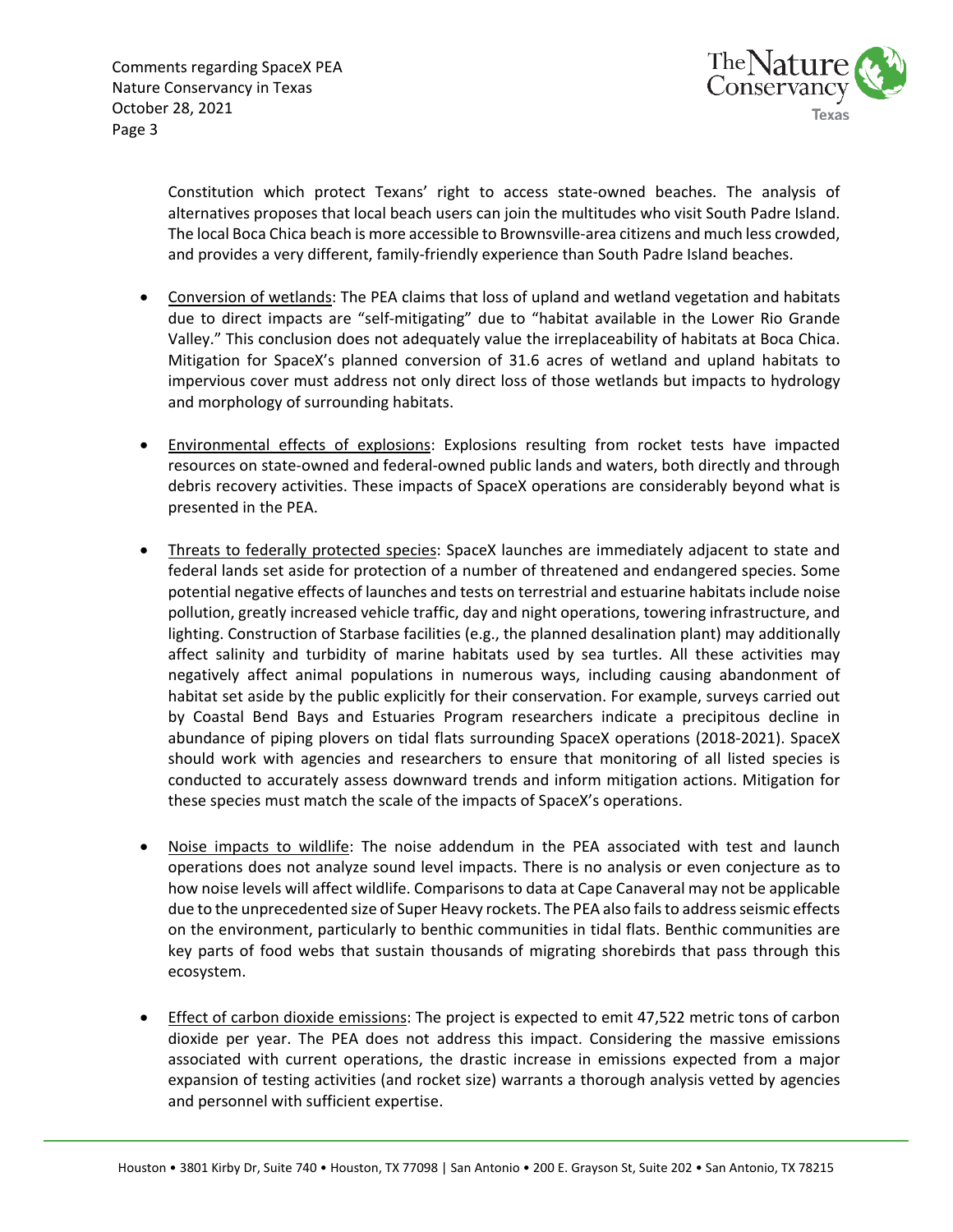Constitution which protect Texans' right to access state-owned beaches. The analysis of alternatives proposes that local beach users can join the multitudes who visit South Padre Island. The local Boca Chica beach is more accessible to Brownsville-area citizens and much less crowded, and provides a very different, family-friendly experience than South Padre Island beaches.

- Conversion of wetlands: The PEA claims that loss of upland and wetland vegetation and habitats due to direct impacts are "self-mitigating" due to "habitat available in the Lower Rio Grande Valley." This conclusion does not adequately value the irreplaceability of habitats at Boca Chica. Mitigation for SpaceX's planned conversion of 31.6 acres of wetland and upland habitats to impervious cover must address not only direct loss of those wetlands but impacts to hydrology and morphology of surrounding habitats.

- Environmental effects of explosions: Explosions resulting from rocket tests have impacted resources on state-owned and federal-owned public lands and waters, both directly and through debris recovery activities. These impacts of SpaceX operations are considerably beyond what is presented in the PEA.

- Threats to federally protected species: SpaceX launches are immediately adjacent to state and federal lands set aside for protection of a number of threatened and endangered species. Some potential negative effects of launches and tests on terrestrial and estuarine habitats include noise pollution, greatly increased vehicle traffic, day and night operations, towering infrastructure, and lighting. Construction of Starbase facilities (e.g., the planned desalination plant) may additionally affect salinity and turbidity of marine habitats used by sea turtles. All these activities may negatively affect animal populations in numerous ways, including causing abandonment of habitat set aside by the public explicitly for their conservation. For example, surveys carried out by Coastal Bend Bays and Estuaries Program researchers indicate a precipitous decline in abundance of piping plovers on tidal flats surrounding SpaceX operations (2018-2021). SpaceX should work with agencies and researchers to ensure that monitoring of all listed species is conducted to accurately assess downward trends and inform mitigation actions. Mitigation for these species must match the scale of the impacts of SpaceX's operations.

- Noise impacts to wildlife: The noise addendum in the PEA associated with test and launch operations does not analyze sound level impacts. There is no analysis or even conjecture as to how noise levels will affect wildlife. Comparisons to data at Cape Canaveral may not be applicable due to the unprecedented size of Super Heavy rockets. The PEA also fails to address seismic effects on the environment, particularly to benthic communities in tidal flats. Benthic communities are key parts of food webs that sustain thousands of migrating shorebirds that pass through this ecosystem.

- Effect of carbon dioxide emissions: The project is expected to emit 47,522 metric tons of carbon dioxide per year. The PEA does not address this impact. Considering the massive emissions associated with current operations, the drastic increase in emissions expected from a major expansion of testing activities (and rocket size) warrants a thorough analysis vetted by agencies and personnel with sufficient expertise.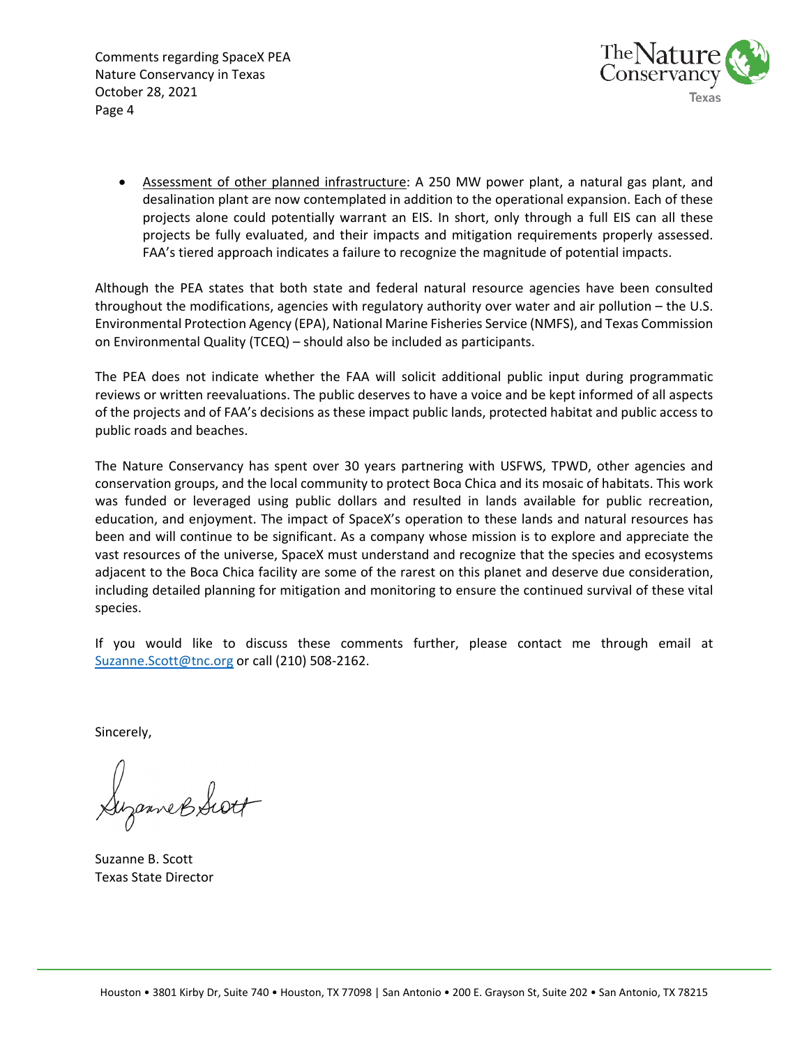- Assessment of other planned infrastructure: A 250 MW power plant, a natural gas plant, and desalination plant are now contemplated in addition to the operational expansion. Each of these projects alone could potentially warrant an EIS. In short, only through a full EIS can all these projects be fully evaluated, and their impacts and mitigation requirements properly assessed. FAA's tiered approach indicates a failure to recognize the magnitude of potential impacts.

Although the PEA states that both state and federal natural resource agencies have been consulted throughout the modifications, agencies with regulatory authority over water and air pollution – the U.S. Environmental Protection Agency (EPA), National Marine Fisheries Service (NMFS), and Texas Commission on Environmental Quality (TCEQ) – should also be included as participants.

The PEA does not indicate whether the FAA will solicit additional public input during programmatic reviews or written reevaluations. The public deserves to have a voice and be kept informed of all aspects of the projects and of FAA's decisions as these impact public lands, protected habitat and public access to public roads and beaches.

The Nature Conservancy has spent over 30 years partnering with USFWS, TPWD, other agencies and conservation groups, and the local community to protect Boca Chica and its mosaic of habitats. This work was funded or leveraged using public dollars and resulted in lands available for public recreation, education, and enjoyment. The impact of SpaceX's operation to these lands and natural resources has been and will continue to be significant. As a company whose mission is to explore and appreciate the vast resources of the universe, SpaceX must understand and recognize that the species and ecosystems adjacent to the Boca Chica facility are some of the rarest on this planet and deserve due consideration, including detailed planning for mitigation and monitoring to ensure the continued survival of these vital species.

If you would like to discuss these comments further, please contact me through email at Suzanne.Scott@tnc.org or call (210) 508-2162.

Sincerely,

Suzanne B. Scott
Texas State Director